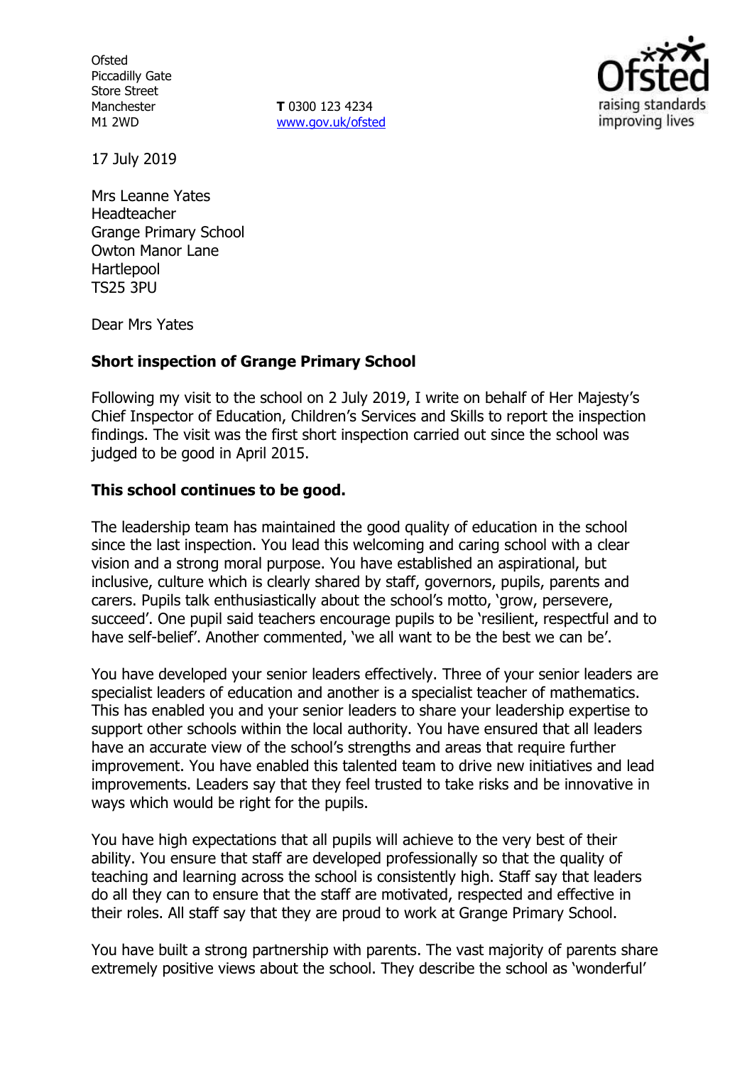Ofsted
Piccadilly Gate
Store Street
Manchester
M1 2WD

**T** 0300 123 4234
www.gov.uk/ofsted

17 July 2019

Mrs Leanne Yates
Headteacher
Grange Primary School
Owton Manor Lane
Hartlepool
TS25 3PU

Dear Mrs Yates

**Short inspection of Grange Primary School**

Following my visit to the school on 2 July 2019, I write on behalf of Her Majesty's Chief Inspector of Education, Children's Services and Skills to report the inspection findings. The visit was the first short inspection carried out since the school was judged to be good in April 2015.

**This school continues to be good.**

The leadership team has maintained the good quality of education in the school since the last inspection. You lead this welcoming and caring school with a clear vision and a strong moral purpose. You have established an aspirational, but inclusive, culture which is clearly shared by staff, governors, pupils, parents and carers. Pupils talk enthusiastically about the school's motto, 'grow, persevere, succeed'. One pupil said teachers encourage pupils to be 'resilient, respectful and to have self-belief'. Another commented, 'we all want to be the best we can be'.

You have developed your senior leaders effectively. Three of your senior leaders are specialist leaders of education and another is a specialist teacher of mathematics. This has enabled you and your senior leaders to share your leadership expertise to support other schools within the local authority. You have ensured that all leaders have an accurate view of the school's strengths and areas that require further improvement. You have enabled this talented team to drive new initiatives and lead improvements. Leaders say that they feel trusted to take risks and be innovative in ways which would be right for the pupils.

You have high expectations that all pupils will achieve to the very best of their ability. You ensure that staff are developed professionally so that the quality of teaching and learning across the school is consistently high. Staff say that leaders do all they can to ensure that the staff are motivated, respected and effective in their roles. All staff say that they are proud to work at Grange Primary School.

You have built a strong partnership with parents. The vast majority of parents share extremely positive views about the school. They describe the school as 'wonderful'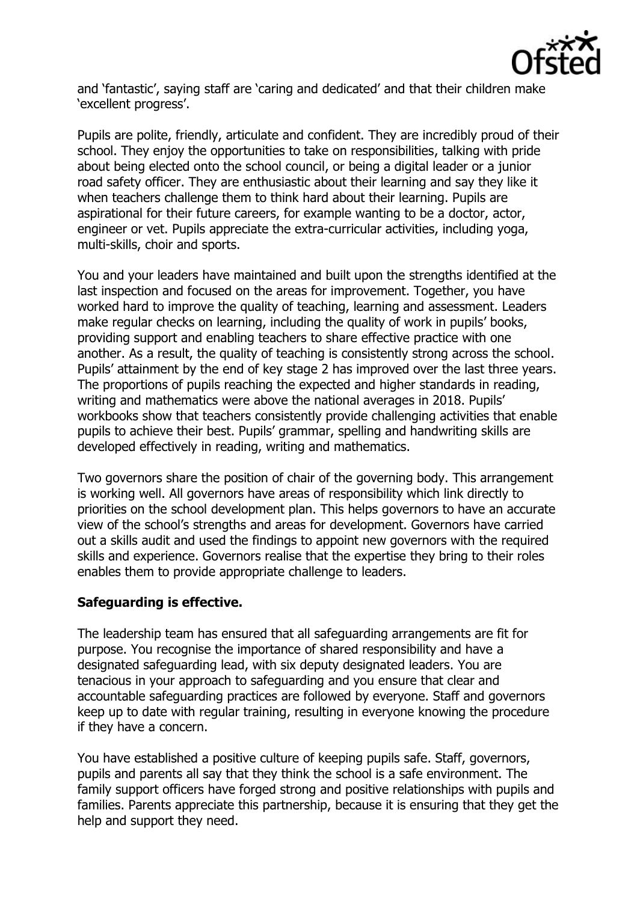and 'fantastic', saying staff are 'caring and dedicated' and that their children make 'excellent progress'.

Pupils are polite, friendly, articulate and confident. They are incredibly proud of their school. They enjoy the opportunities to take on responsibilities, talking with pride about being elected onto the school council, or being a digital leader or a junior road safety officer. They are enthusiastic about their learning and say they like it when teachers challenge them to think hard about their learning. Pupils are aspirational for their future careers, for example wanting to be a doctor, actor, engineer or vet. Pupils appreciate the extra-curricular activities, including yoga, multi-skills, choir and sports.

You and your leaders have maintained and built upon the strengths identified at the last inspection and focused on the areas for improvement. Together, you have worked hard to improve the quality of teaching, learning and assessment. Leaders make regular checks on learning, including the quality of work in pupils' books, providing support and enabling teachers to share effective practice with one another. As a result, the quality of teaching is consistently strong across the school. Pupils' attainment by the end of key stage 2 has improved over the last three years. The proportions of pupils reaching the expected and higher standards in reading, writing and mathematics were above the national averages in 2018. Pupils' workbooks show that teachers consistently provide challenging activities that enable pupils to achieve their best. Pupils' grammar, spelling and handwriting skills are developed effectively in reading, writing and mathematics.

Two governors share the position of chair of the governing body. This arrangement is working well. All governors have areas of responsibility which link directly to priorities on the school development plan. This helps governors to have an accurate view of the school's strengths and areas for development. Governors have carried out a skills audit and used the findings to appoint new governors with the required skills and experience. Governors realise that the expertise they bring to their roles enables them to provide appropriate challenge to leaders.

**Safeguarding is effective.**

The leadership team has ensured that all safeguarding arrangements are fit for purpose. You recognise the importance of shared responsibility and have a designated safeguarding lead, with six deputy designated leaders. You are tenacious in your approach to safeguarding and you ensure that clear and accountable safeguarding practices are followed by everyone. Staff and governors keep up to date with regular training, resulting in everyone knowing the procedure if they have a concern.

You have established a positive culture of keeping pupils safe. Staff, governors, pupils and parents all say that they think the school is a safe environment. The family support officers have forged strong and positive relationships with pupils and families. Parents appreciate this partnership, because it is ensuring that they get the help and support they need.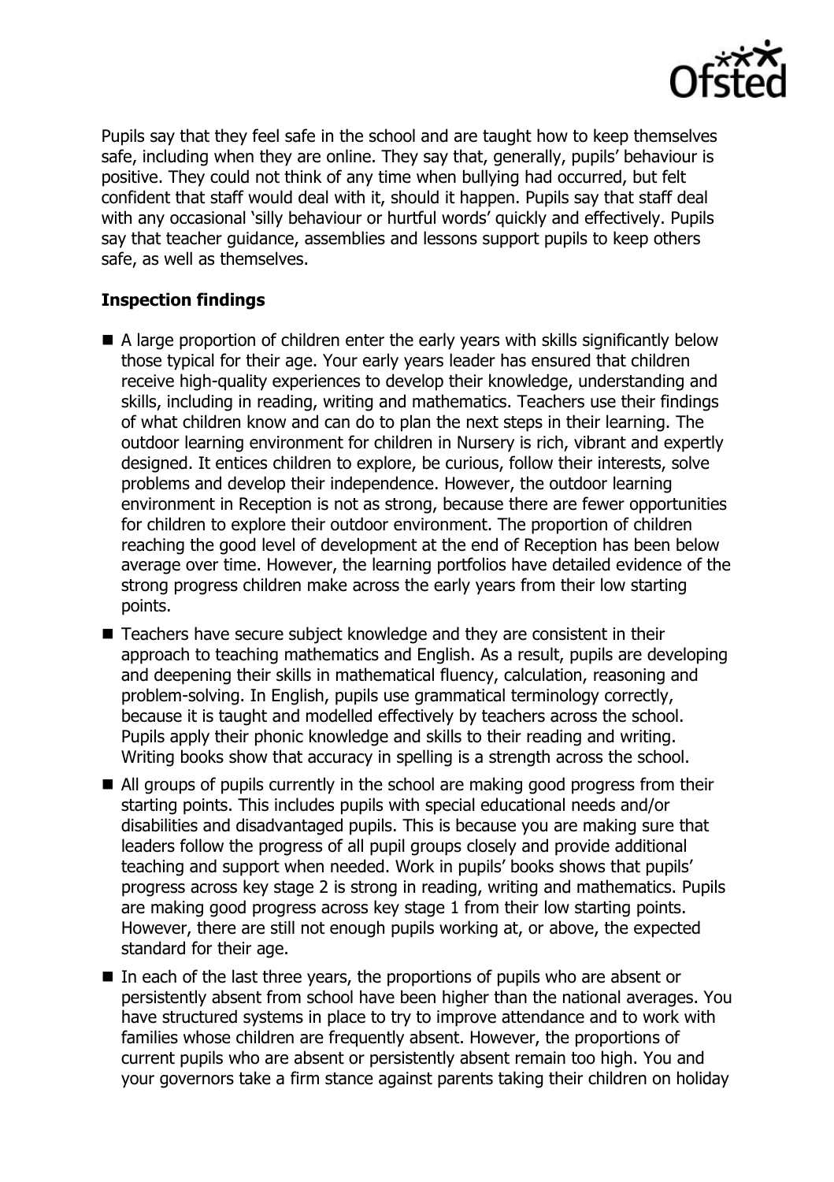Pupils say that they feel safe in the school and are taught how to keep themselves safe, including when they are online. They say that, generally, pupils' behaviour is positive. They could not think of any time when bullying had occurred, but felt confident that staff would deal with it, should it happen. Pupils say that staff deal with any occasional 'silly behaviour or hurtful words' quickly and effectively. Pupils say that teacher guidance, assemblies and lessons support pupils to keep others safe, as well as themselves.

## Inspection findings

- A large proportion of children enter the early years with skills significantly below those typical for their age. Your early years leader has ensured that children receive high-quality experiences to develop their knowledge, understanding and skills, including in reading, writing and mathematics. Teachers use their findings of what children know and can do to plan the next steps in their learning. The outdoor learning environment for children in Nursery is rich, vibrant and expertly designed. It entices children to explore, be curious, follow their interests, solve problems and develop their independence. However, the outdoor learning environment in Reception is not as strong, because there are fewer opportunities for children to explore their outdoor environment. The proportion of children reaching the good level of development at the end of Reception has been below average over time. However, the learning portfolios have detailed evidence of the strong progress children make across the early years from their low starting points.
- Teachers have secure subject knowledge and they are consistent in their approach to teaching mathematics and English. As a result, pupils are developing and deepening their skills in mathematical fluency, calculation, reasoning and problem-solving. In English, pupils use grammatical terminology correctly, because it is taught and modelled effectively by teachers across the school. Pupils apply their phonic knowledge and skills to their reading and writing. Writing books show that accuracy in spelling is a strength across the school.
- All groups of pupils currently in the school are making good progress from their starting points. This includes pupils with special educational needs and/or disabilities and disadvantaged pupils. This is because you are making sure that leaders follow the progress of all pupil groups closely and provide additional teaching and support when needed. Work in pupils' books shows that pupils' progress across key stage 2 is strong in reading, writing and mathematics. Pupils are making good progress across key stage 1 from their low starting points. However, there are still not enough pupils working at, or above, the expected standard for their age.
- In each of the last three years, the proportions of pupils who are absent or persistently absent from school have been higher than the national averages. You have structured systems in place to try to improve attendance and to work with families whose children are frequently absent. However, the proportions of current pupils who are absent or persistently absent remain too high. You and your governors take a firm stance against parents taking their children on holiday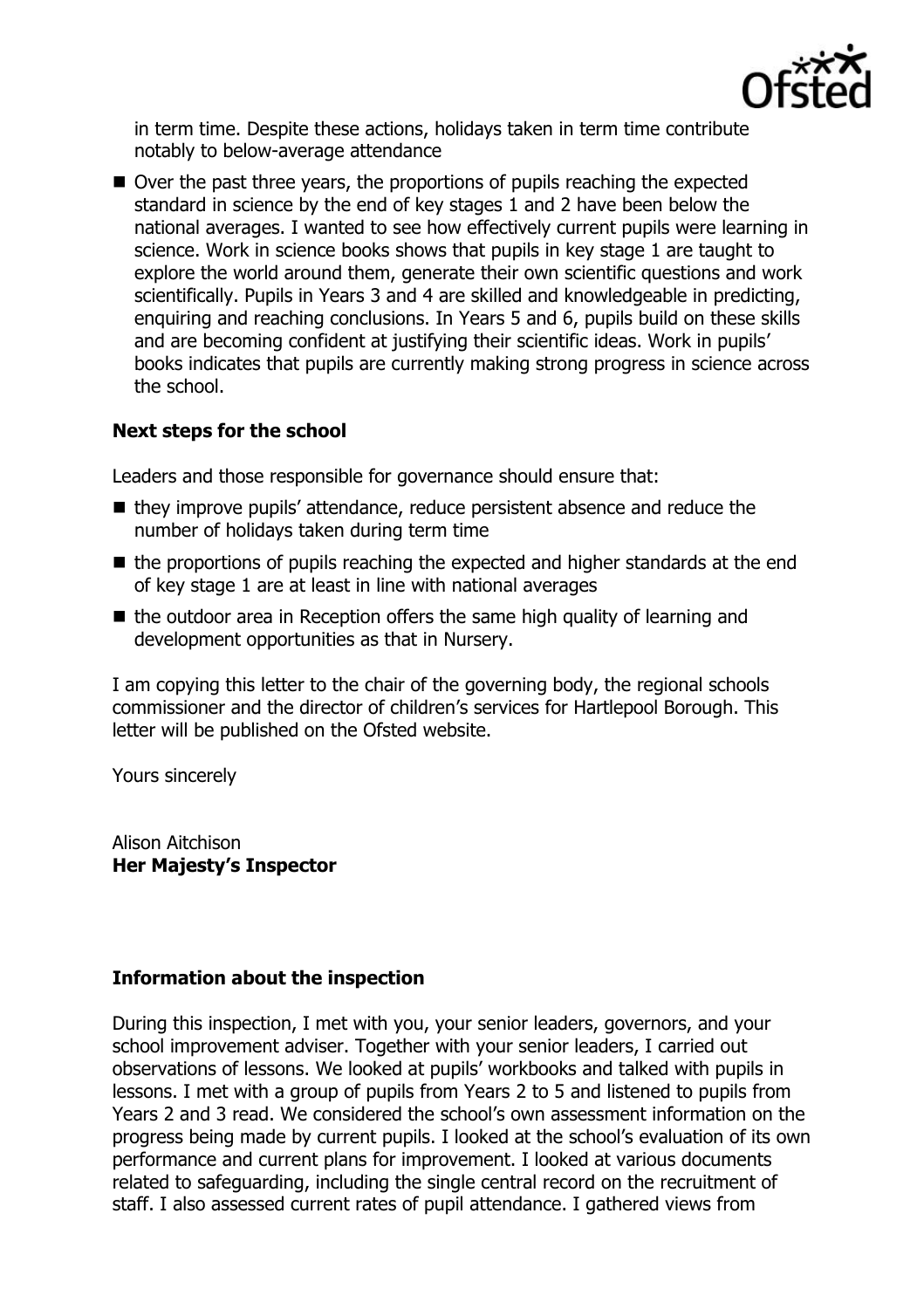in term time. Despite these actions, holidays taken in term time contribute notably to below-average attendance

- Over the past three years, the proportions of pupils reaching the expected standard in science by the end of key stages 1 and 2 have been below the national averages. I wanted to see how effectively current pupils were learning in science. Work in science books shows that pupils in key stage 1 are taught to explore the world around them, generate their own scientific questions and work scientifically. Pupils in Years 3 and 4 are skilled and knowledgeable in predicting, enquiring and reaching conclusions. In Years 5 and 6, pupils build on these skills and are becoming confident at justifying their scientific ideas. Work in pupils' books indicates that pupils are currently making strong progress in science across the school.

### Next steps for the school

Leaders and those responsible for governance should ensure that:

- they improve pupils' attendance, reduce persistent absence and reduce the number of holidays taken during term time
- the proportions of pupils reaching the expected and higher standards at the end of key stage 1 are at least in line with national averages
- the outdoor area in Reception offers the same high quality of learning and development opportunities as that in Nursery.

I am copying this letter to the chair of the governing body, the regional schools commissioner and the director of children's services for Hartlepool Borough. This letter will be published on the Ofsted website.

Yours sincerely

Alison Aitchison
**Her Majesty's Inspector**

### Information about the inspection

During this inspection, I met with you, your senior leaders, governors, and your school improvement adviser. Together with your senior leaders, I carried out observations of lessons. We looked at pupils' workbooks and talked with pupils in lessons. I met with a group of pupils from Years 2 to 5 and listened to pupils from Years 2 and 3 read. We considered the school's own assessment information on the progress being made by current pupils. I looked at the school's evaluation of its own performance and current plans for improvement. I looked at various documents related to safeguarding, including the single central record on the recruitment of staff. I also assessed current rates of pupil attendance. I gathered views from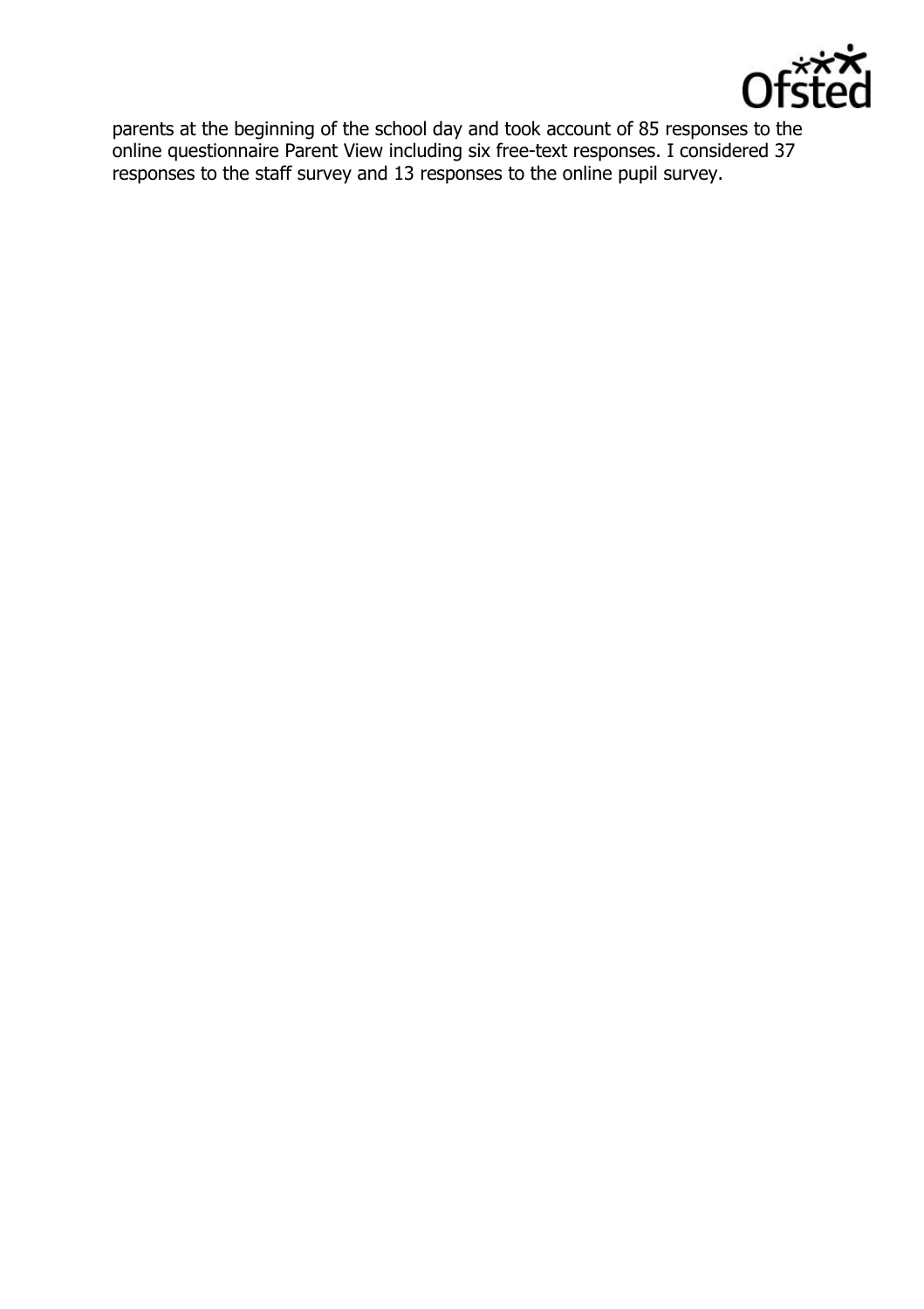parents at the beginning of the school day and took account of 85 responses to the online questionnaire Parent View including six free-text responses. I considered 37 responses to the staff survey and 13 responses to the online pupil survey.